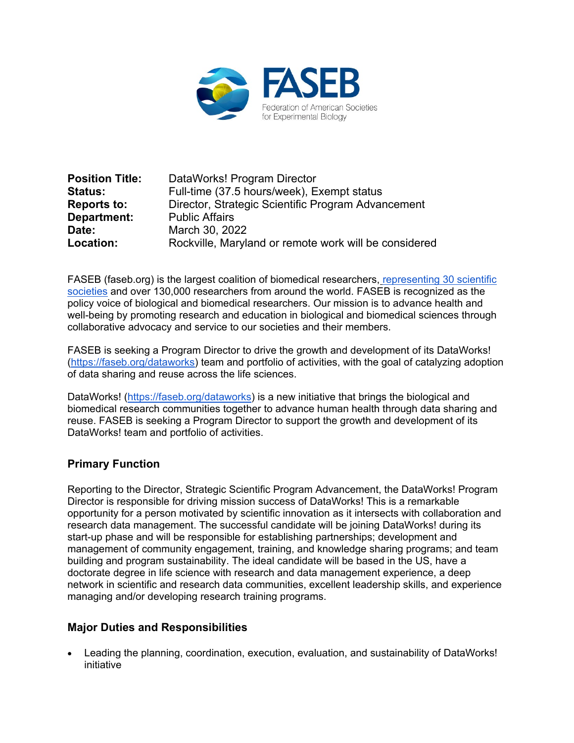FASEB

Federation of American Societies for Experimental Biology

**Position Title:** DataWorks! Program Director
**Status:** Full-time (37.5 hours/week), Exempt status
**Reports to:** Director, Strategic Scientific Program Advancement
**Department:** Public Affairs
**Date:** March 30, 2022
**Location:** Rockville, Maryland or remote work will be considered

FASEB (faseb.org) is the largest coalition of biomedical researchers, representing 30 scientific societies and over 130,000 researchers from around the world. FASEB is recognized as the policy voice of biological and biomedical researchers. Our mission is to advance health and well-being by promoting research and education in biological and biomedical sciences through collaborative advocacy and service to our societies and their members.

FASEB is seeking a Program Director to drive the growth and development of its DataWorks! (https://faseb.org/dataworks) team and portfolio of activities, with the goal of catalyzing adoption of data sharing and reuse across the life sciences.

DataWorks! (https://faseb.org/dataworks) is a new initiative that brings the biological and biomedical research communities together to advance human health through data sharing and reuse. FASEB is seeking a Program Director to support the growth and development of its DataWorks! team and portfolio of activities.

## Primary Function

Reporting to the Director, Strategic Scientific Program Advancement, the DataWorks! Program Director is responsible for driving mission success of DataWorks! This is a remarkable opportunity for a person motivated by scientific innovation as it intersects with collaboration and research data management. The successful candidate will be joining DataWorks! during its start-up phase and will be responsible for establishing partnerships; development and management of community engagement, training, and knowledge sharing programs; and team building and program sustainability. The ideal candidate will be based in the US, have a doctorate degree in life science with research and data management experience, a deep network in scientific and research data communities, excellent leadership skills, and experience managing and/or developing research training programs.

## Major Duties and Responsibilities

- Leading the planning, coordination, execution, evaluation, and sustainability of DataWorks! initiative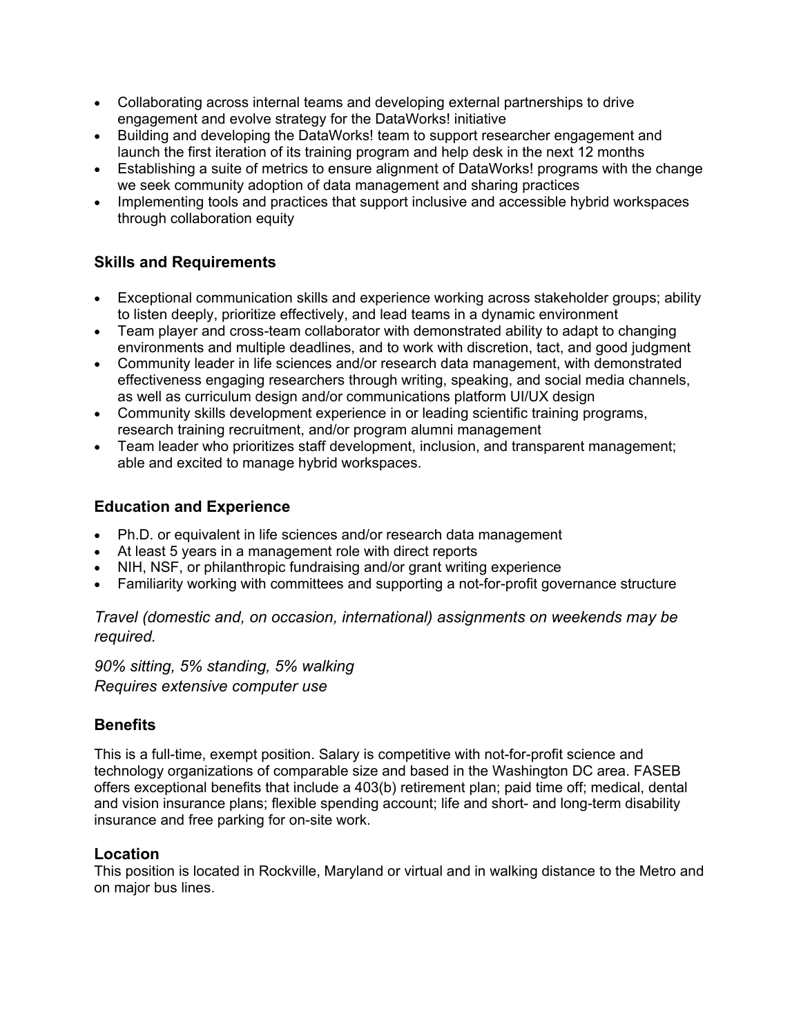- Collaborating across internal teams and developing external partnerships to drive engagement and evolve strategy for the DataWorks! initiative
- Building and developing the DataWorks! team to support researcher engagement and launch the first iteration of its training program and help desk in the next 12 months
- Establishing a suite of metrics to ensure alignment of DataWorks! programs with the change we seek community adoption of data management and sharing practices
- Implementing tools and practices that support inclusive and accessible hybrid workspaces through collaboration equity

### Skills and Requirements

- Exceptional communication skills and experience working across stakeholder groups; ability to listen deeply, prioritize effectively, and lead teams in a dynamic environment
- Team player and cross-team collaborator with demonstrated ability to adapt to changing environments and multiple deadlines, and to work with discretion, tact, and good judgment
- Community leader in life sciences and/or research data management, with demonstrated effectiveness engaging researchers through writing, speaking, and social media channels, as well as curriculum design and/or communications platform UI/UX design
- Community skills development experience in or leading scientific training programs, research training recruitment, and/or program alumni management
- Team leader who prioritizes staff development, inclusion, and transparent management; able and excited to manage hybrid workspaces.

### Education and Experience

- Ph.D. or equivalent in life sciences and/or research data management
- At least 5 years in a management role with direct reports
- NIH, NSF, or philanthropic fundraising and/or grant writing experience
- Familiarity working with committees and supporting a not-for-profit governance structure

*Travel (domestic and, on occasion, international) assignments on weekends may be required.*

*90% sitting, 5% standing, 5% walking*
*Requires extensive computer use*

### Benefits

This is a full-time, exempt position. Salary is competitive with not-for-profit science and technology organizations of comparable size and based in the Washington DC area. FASEB offers exceptional benefits that include a 403(b) retirement plan; paid time off; medical, dental and vision insurance plans; flexible spending account; life and short- and long-term disability insurance and free parking for on-site work.

### Location

This position is located in Rockville, Maryland or virtual and in walking distance to the Metro and on major bus lines.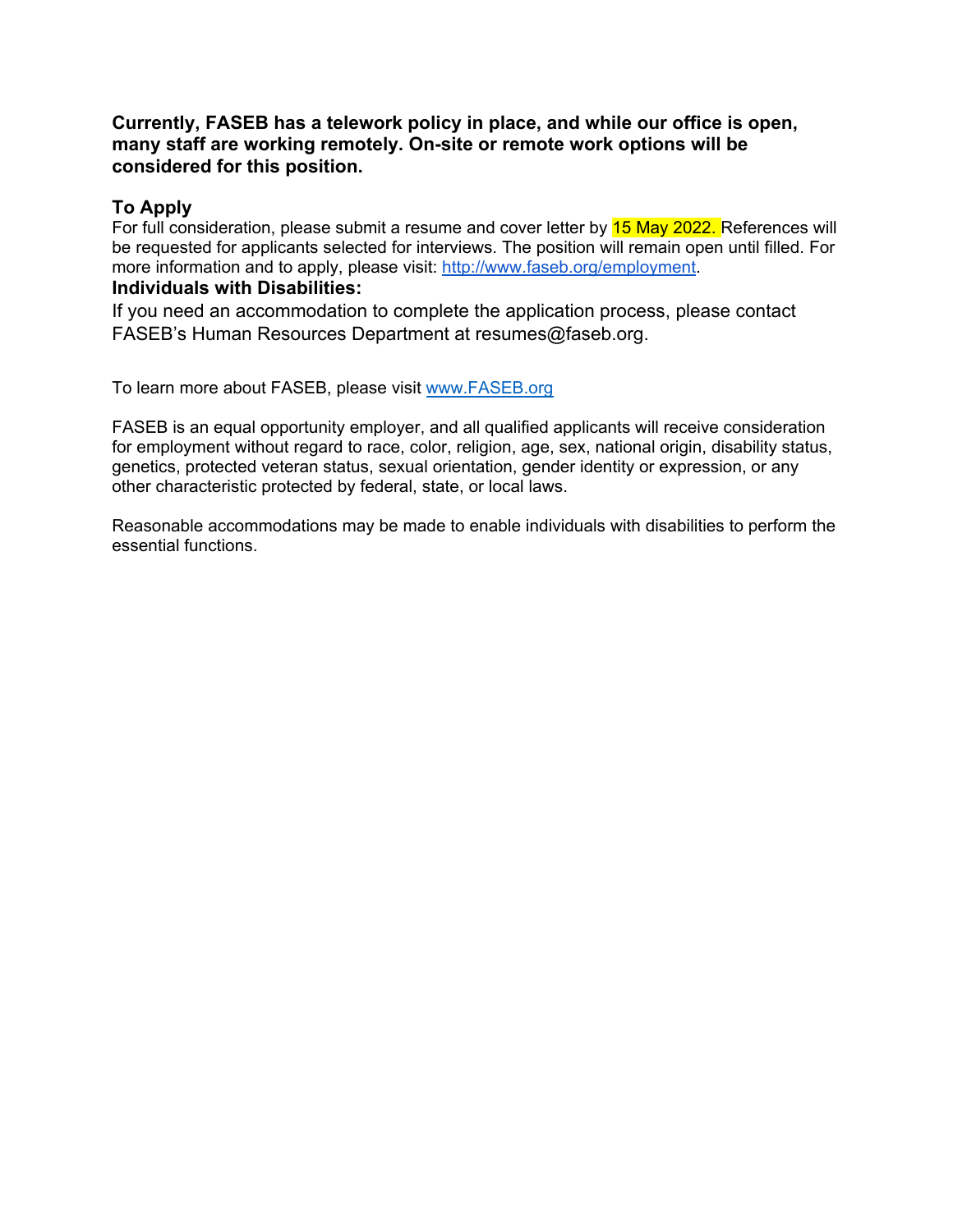**Currently, FASEB has a telework policy in place, and while our office is open, many staff are working remotely. On-site or remote work options will be considered for this position.**

### To Apply

For full consideration, please submit a resume and cover letter by 15 May 2022. References will be requested for applicants selected for interviews. The position will remain open until filled. For more information and to apply, please visit: [http://www.faseb.org/employment](http://www.faseb.org/employment).

### Individuals with Disabilities:

If you need an accommodation to complete the application process, please contact FASEB's Human Resources Department at resumes@faseb.org.

To learn more about FASEB, please visit [www.FASEB.org](http://www.FASEB.org)

FASEB is an equal opportunity employer, and all qualified applicants will receive consideration for employment without regard to race, color, religion, age, sex, national origin, disability status, genetics, protected veteran status, sexual orientation, gender identity or expression, or any other characteristic protected by federal, state, or local laws.

Reasonable accommodations may be made to enable individuals with disabilities to perform the essential functions.